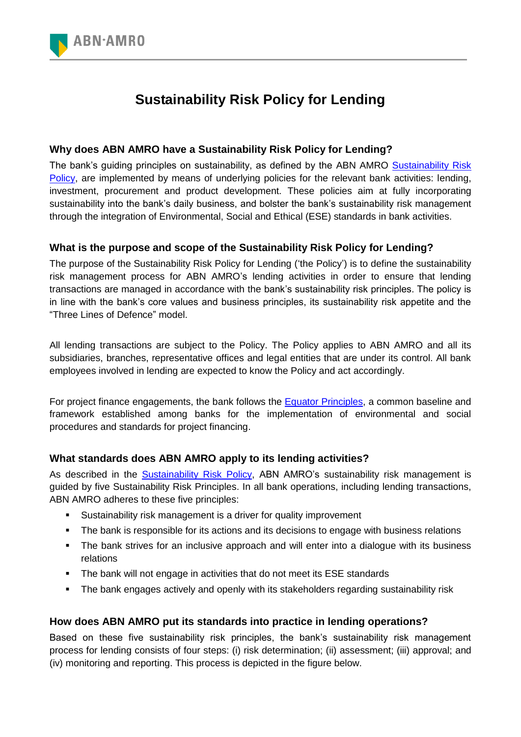# Sustainability Risk Policy for Lending

## Why does ABN AMRO have a Sustainability Risk Policy for Lending?

The bank's guiding principles on sustainability, as defined by the ABN AMRO Sustainability Risk Policy, are implemented by means of underlying policies for the relevant bank activities: lending, investment, procurement and product development. These policies aim at fully incorporating sustainability into the bank's daily business, and bolster the bank's sustainability risk management through the integration of Environmental, Social and Ethical (ESE) standards in bank activities.

## What is the purpose and scope of the Sustainability Risk Policy for Lending?

The purpose of the Sustainability Risk Policy for Lending ('the Policy') is to define the sustainability risk management process for ABN AMRO's lending activities in order to ensure that lending transactions are managed in accordance with the bank's sustainability risk principles. The policy is in line with the bank's core values and business principles, its sustainability risk appetite and the "Three Lines of Defence" model.

All lending transactions are subject to the Policy. The Policy applies to ABN AMRO and all its subsidiaries, branches, representative offices and legal entities that are under its control. All bank employees involved in lending are expected to know the Policy and act accordingly.

For project finance engagements, the bank follows the Equator Principles, a common baseline and framework established among banks for the implementation of environmental and social procedures and standards for project financing.

## What standards does ABN AMRO apply to its lending activities?

As described in the Sustainability Risk Policy, ABN AMRO's sustainability risk management is guided by five Sustainability Risk Principles. In all bank operations, including lending transactions, ABN AMRO adheres to these five principles:

- Sustainability risk management is a driver for quality improvement
- The bank is responsible for its actions and its decisions to engage with business relations
- The bank strives for an inclusive approach and will enter into a dialogue with its business relations
- The bank will not engage in activities that do not meet its ESE standards
- The bank engages actively and openly with its stakeholders regarding sustainability risk

## How does ABN AMRO put its standards into practice in lending operations?

Based on these five sustainability risk principles, the bank's sustainability risk management process for lending consists of four steps: (i) risk determination; (ii) assessment; (iii) approval; and (iv) monitoring and reporting. This process is depicted in the figure below.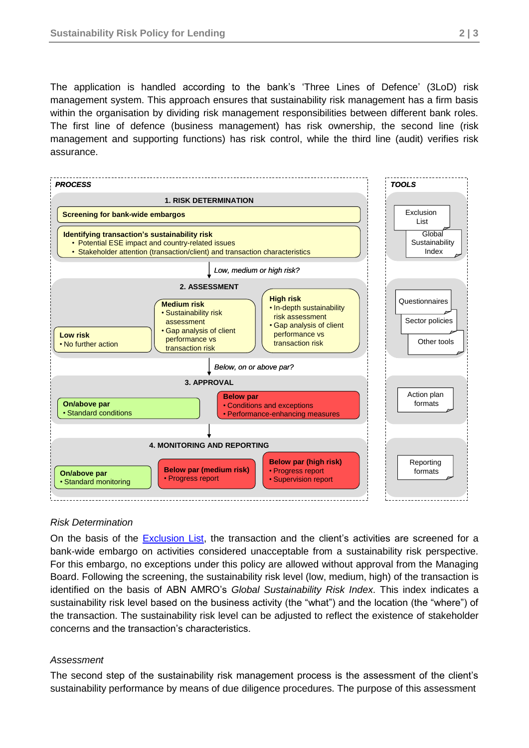The application is handled according to the bank's 'Three Lines of Defence' (3LoD) risk management system. This approach ensures that sustainability risk management has a firm basis within the organisation by dividing risk management responsibilities between different bank roles. The first line of defence (business management) has risk ownership, the second line (risk management and supporting functions) has risk control, while the third line (audit) verifies risk assurance.

**PROCESS**

**1. RISK DETERMINATION**

**Screening for bank-wide embargos**

**Identifying transaction's sustainability risk**
- Potential ESE impact and country-related issues
- Stakeholder attention (transaction/client) and transaction characteristics

*Low, medium or high risk?*

**2. ASSESSMENT**

**Low risk**
- No further action

**Medium risk**
- Sustainability risk assessment
- Gap analysis of client performance vs transaction risk

**High risk**
- In-depth sustainability risk assessment
- Gap analysis of client performance vs transaction risk

*Below, on or above par?*

**3. APPROVAL**

**On/above par**
- Standard conditions

**Below par**
- Conditions and exceptions
- Performance-enhancing measures

**4. MONITORING AND REPORTING**

**On/above par**
- Standard monitoring

**Below par (medium risk)**
- Progress report

**Below par (high risk)**
- Progress report
- Supervision report

**TOOLS**

- Exclusion List
- Global Sustainability Index
- Questionnaires
- Sector policies
- Other tools
- Action plan formats
- Reporting formats

*Risk Determination*

On the basis of the Exclusion List, the transaction and the client's activities are screened for a bank-wide embargo on activities considered unacceptable from a sustainability risk perspective. For this embargo, no exceptions under this policy are allowed without approval from the Managing Board. Following the screening, the sustainability risk level (low, medium, high) of the transaction is identified on the basis of ABN AMRO's *Global Sustainability Risk Index*. This index indicates a sustainability risk level based on the business activity (the "what") and the location (the "where") of the transaction. The sustainability risk level can be adjusted to reflect the existence of stakeholder concerns and the transaction's characteristics.

*Assessment*

The second step of the sustainability risk management process is the assessment of the client's sustainability performance by means of due diligence procedures. The purpose of this assessment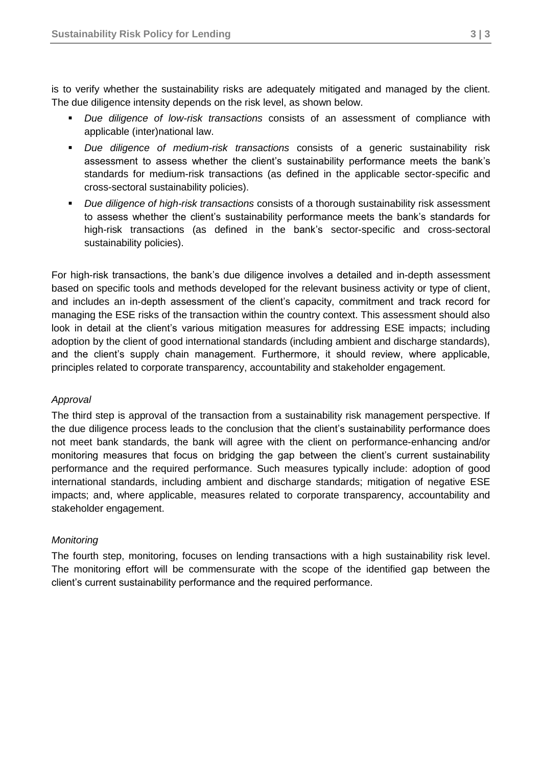is to verify whether the sustainability risks are adequately mitigated and managed by the client. The due diligence intensity depends on the risk level, as shown below.

- *Due diligence of low-risk transactions* consists of an assessment of compliance with applicable (inter)national law.
- *Due diligence of medium-risk transactions* consists of a generic sustainability risk assessment to assess whether the client's sustainability performance meets the bank's standards for medium-risk transactions (as defined in the applicable sector-specific and cross-sectoral sustainability policies).
- *Due diligence of high-risk transactions* consists of a thorough sustainability risk assessment to assess whether the client's sustainability performance meets the bank's standards for high-risk transactions (as defined in the bank's sector-specific and cross-sectoral sustainability policies).

For high-risk transactions, the bank's due diligence involves a detailed and in-depth assessment based on specific tools and methods developed for the relevant business activity or type of client, and includes an in-depth assessment of the client's capacity, commitment and track record for managing the ESE risks of the transaction within the country context. This assessment should also look in detail at the client's various mitigation measures for addressing ESE impacts; including adoption by the client of good international standards (including ambient and discharge standards), and the client's supply chain management. Furthermore, it should review, where applicable, principles related to corporate transparency, accountability and stakeholder engagement.

*Approval*

The third step is approval of the transaction from a sustainability risk management perspective. If the due diligence process leads to the conclusion that the client's sustainability performance does not meet bank standards, the bank will agree with the client on performance-enhancing and/or monitoring measures that focus on bridging the gap between the client's current sustainability performance and the required performance. Such measures typically include: adoption of good international standards, including ambient and discharge standards; mitigation of negative ESE impacts; and, where applicable, measures related to corporate transparency, accountability and stakeholder engagement.

*Monitoring*

The fourth step, monitoring, focuses on lending transactions with a high sustainability risk level. The monitoring effort will be commensurate with the scope of the identified gap between the client's current sustainability performance and the required performance.